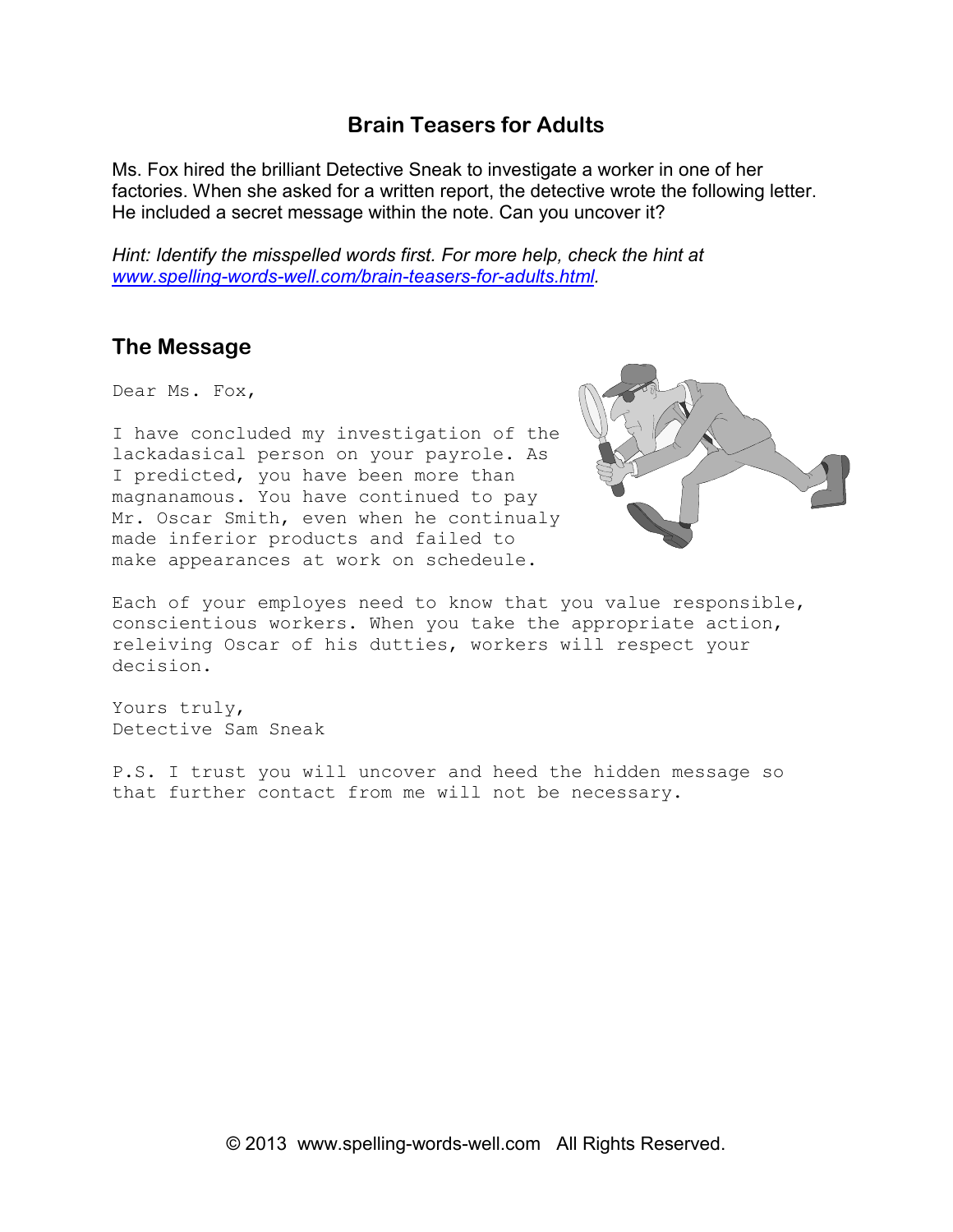# Brain Teasers for Adults

Ms. Fox hired the brilliant Detective Sneak to investigate a worker in one of her factories. When she asked for a written report, the detective wrote the following letter. He included a secret message within the note. Can you uncover it?

*Hint: Identify the misspelled words first. For more help, check the hint at [www.spelling-words-well.com/brain-teasers-for-adults.html](www.spelling-words-well.com/brain-teasers-for-adults.html).*

## The Message

Dear Ms. Fox,

I have concluded my investigation of the lackadasical person on your payrole. As I predicted, you have been more than magnanamous. You have continued to pay Mr. Oscar Smith, even when he continualy made inferior products and failed to make appearances at work on schedeule.

Each of your employes need to know that you value responsible, conscientious workers. When you take the appropriate action, releiving Oscar of his dutties, workers will respect your decision.

Yours truly,
Detective Sam Sneak

P.S. I trust you will uncover and heed the hidden message so that further contact from me will not be necessary.

© 2013 www.spelling-words-well.com All Rights Reserved.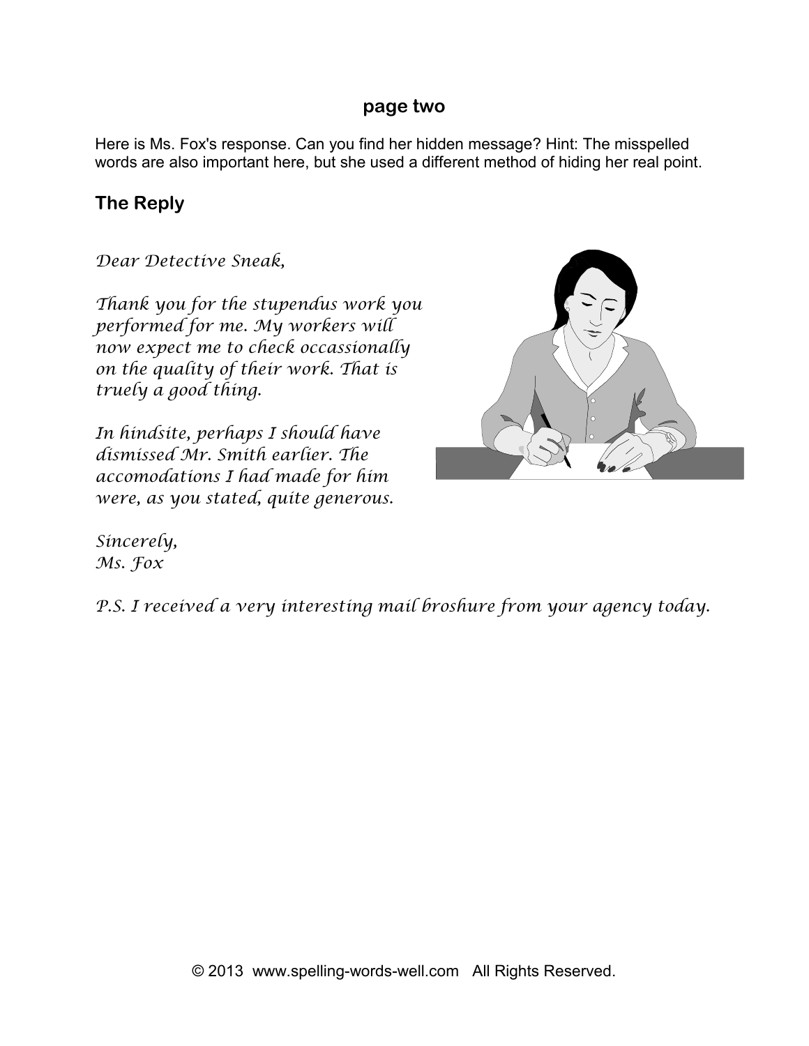**page two**

Here is Ms. Fox's response. Can you find her hidden message? Hint: The misspelled words are also important here, but she used a different method of hiding her real point.

## The Reply

*Dear Detective Sneak,*

*Thank you for the stupendus work you performed for me. My workers will now expect me to check occassionally on the quality of their work. That is truely a good thing.*

*In hindsite, perhaps I should have dismissed Mr. Smith earlier. The accomodations I had made for him were, as you stated, quite generous.*

*Sincerely,*
*Ms. Fox*

*P.S. I received a very interesting mail broshure from your agency today.*

© 2013 www.spelling-words-well.com All Rights Reserved.